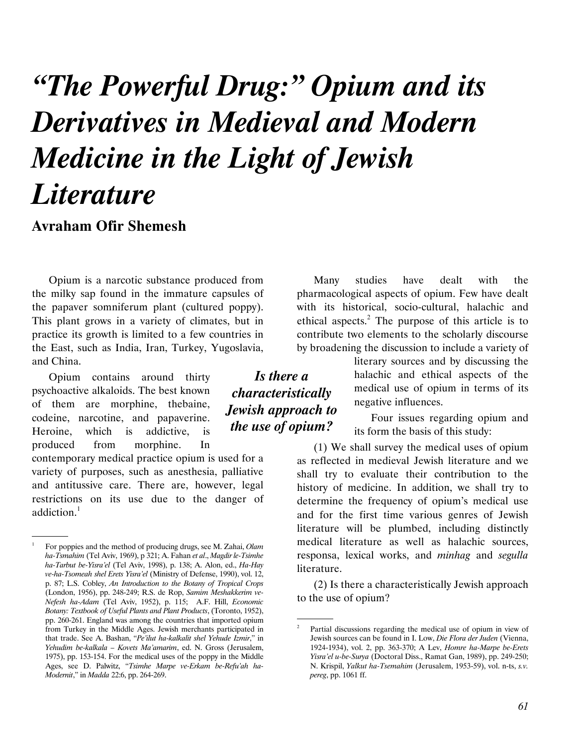# *"The Powerful Drug:" Opium and its Derivatives in Medieval and Modern Medicine in the Light of Jewish Literature*

**Avraham Ofir Shemesh**

Opium is a narcotic substance produced from the milky sap found in the immature capsules of the papaver somniferum plant (cultured poppy). This plant grows in a variety of climates, but in practice its growth is limited to a few countries in the East, such as India, Iran, Turkey, Yugoslavia, and China.

Opium contains around thirty psychoactive alkaloids. The best known of them are morphine, thebaine, codeine, narcotine, and papaverine. Heroine, which is addictive, is produced from morphine. In contemporary medical practice opium is used for a variety of purposes, such as anesthesia, palliative and antitussive care. There are, however, legal restrictions on its use due to the danger of addiction.[1]

Many studies have dealt with the pharmacological aspects of opium. Few have dealt with its historical, socio-cultural, halachic and ethical aspects.[2] The purpose of this article is to contribute two elements to the scholarly discourse by broadening the discussion to include a variety of literary sources and by discussing the halachic and ethical aspects of the medical use of opium in terms of its negative influences.

***Is there a characteristically Jewish approach to the use of opium?***

Four issues regarding opium and its form the basis of this study:

(1) We shall survey the medical uses of opium as reflected in medieval Jewish literature and we shall try to evaluate their contribution to the history of medicine. In addition, we shall try to determine the frequency of opium's medical use and for the first time various genres of Jewish literature will be plumbed, including distinctly medical literature as well as halachic sources, responsa, lexical works, and *minhag* and *segulla* literature.

(2) Is there a characteristically Jewish approach to the use of opium?

---

[1] For poppies and the method of producing drugs, see M. Zahai, *Olam ha-Tsmahim* (Tel Aviv, 1969), p 321; A. Fahan *et al*., *Magdir le-Tsimhe ha-Tarbut be-Yisra'el* (Tel Aviv, 1998), p. 138; A. Alon, ed., *Ha-Hay ve-ha-Tsomeah shel Erets Yisra'el* (Ministry of Defense, 1990), vol. 12, p. 87; L.S. Cobley, *An Introduction to the Botany of Tropical Crops* (London, 1956), pp. 248-249; R.S. de Rop, *Samim Meshakkerim ve-Nefesh ha-Adam* (Tel Aviv, 1952), p. 115; A.F. Hill, *Economic Botany: Textbook of Useful Plants and Plant Products*, (Toronto, 1952), pp. 260-261. England was among the countries that imported opium from Turkey in the Middle Ages. Jewish merchants participated in that trade. See A. Bashan, "*Pe'ilut ha-kalkalit shel Yehude Izmir*," in *Yehudim be-kalkala – Kovets Ma'amarim*, ed. N. Gross (Jerusalem, 1975), pp. 153-154. For the medical uses of the poppy in the Middle Ages, see D. Palwitz, "*Tsimhe Marpe ve-Erkam be-Refu'ah ha-Modernit*," in *Madda* 22:6, pp. 264-269.

[2] Partial discussions regarding the medical use of opium in view of Jewish sources can be found in I. Low, *Die Flora der Juden* (Vienna, 1924-1934), vol. 2, pp. 363-370; A Lev, *Homre ha-Marpe be-Erets Yisra'el u-be-Surya* (Doctoral Diss., Ramat Gan, 1989), pp. 249-250; N. Krispil, *Yalkut ha-Tsemahim* (Jerusalem, 1953-59), vol. n-ts, *s.v. pereg*, pp. 1061 ff.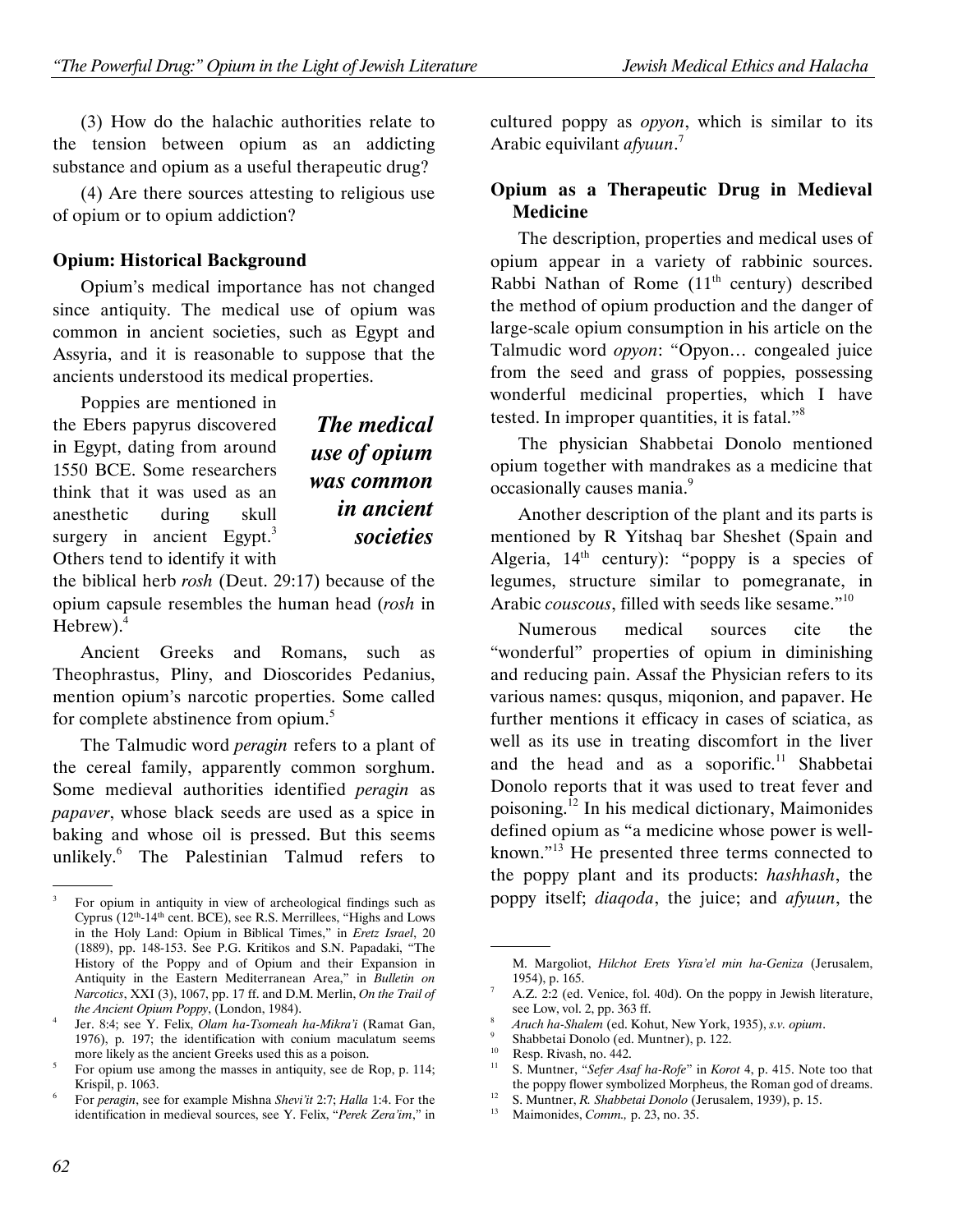(3) How do the halachic authorities relate to the tension between opium as an addicting substance and opium as a useful therapeutic drug?

(4) Are there sources attesting to religious use of opium or to opium addiction?

### Opium: Historical Background

Opium's medical importance has not changed since antiquity. The medical use of opium was common in ancient societies, such as Egypt and Assyria, and it is reasonable to suppose that the ancients understood its medical properties.

Poppies are mentioned in the Ebers papyrus discovered in Egypt, dating from around 1550 BCE. Some researchers think that it was used as an anesthetic during skull surgery in ancient Egypt.[3] Others tend to identify it with the biblical herb *rosh* (Deut. 29:17) because of the opium capsule resembles the human head (*rosh* in Hebrew).[4]

***The medical use of opium was common in ancient societies***

Ancient Greeks and Romans, such as Theophrastus, Pliny, and Dioscorides Pedanius, mention opium's narcotic properties. Some called for complete abstinence from opium.[5]

The Talmudic word *peragin* refers to a plant of the cereal family, apparently common sorghum. Some medieval authorities identified *peragin* as *papaver*, whose black seeds are used as a spice in baking and whose oil is pressed. But this seems unlikely.[6] The Palestinian Talmud refers to cultured poppy as *opyon*, which is similar to its Arabic equivilant *afyuun*.[7]

### Opium as a Therapeutic Drug in Medieval Medicine

The description, properties and medical uses of opium appear in a variety of rabbinic sources. Rabbi Nathan of Rome (11th century) described the method of opium production and the danger of large-scale opium consumption in his article on the Talmudic word *opyon*: "Opyon… congealed juice from the seed and grass of poppies, possessing wonderful medicinal properties, which I have tested. In improper quantities, it is fatal."[8]

The physician Shabbetai Donolo mentioned opium together with mandrakes as a medicine that occasionally causes mania.[9]

Another description of the plant and its parts is mentioned by R Yitshaq bar Sheshet (Spain and Algeria, 14th century): "poppy is a species of legumes, structure similar to pomegranate, in Arabic *couscous*, filled with seeds like sesame."[10]

Numerous medical sources cite the "wonderful" properties of opium in diminishing and reducing pain. Assaf the Physician refers to its various names: qusqus, miqonion, and papaver. He further mentions it efficacy in cases of sciatica, as well as its use in treating discomfort in the liver and the head and as a soporific.[11] Shabbetai Donolo reports that it was used to treat fever and poisoning.[12] In his medical dictionary, Maimonides defined opium as "a medicine whose power is well-known."[13] He presented three terms connected to the poppy plant and its products: *hashhash*, the poppy itself; *diaqoda*, the juice; and *afyuun*, the

---

3. For opium in antiquity in view of archeological findings such as Cyprus (12th-14th cent. BCE), see R.S. Merrillees, "Highs and Lows in the Holy Land: Opium in Biblical Times," in *Eretz Israel*, 20 (1889), pp. 148-153. See P.G. Kritikos and S.N. Papadaki, "The History of the Poppy and of Opium and their Expansion in Antiquity in the Eastern Mediterranean Area," in *Bulletin on Narcotics*, XXI (3), 1067, pp. 17 ff. and D.M. Merlin, *On the Trail of the Ancient Opium Poppy*, (London, 1984).
4. Jer. 8:4; see Y. Felix, *Olam ha-Tsomeah ha-Mikra'i* (Ramat Gan, 1976), p. 197; the identification with conium maculatum seems more likely as the ancient Greeks used this as a poison.
5. For opium use among the masses in antiquity, see de Rop, p. 114; Krispil, p. 1063.
6. For *peragin*, see for example Mishna *Shevi'it* 2:7; *Halla* 1:4. For the identification in medieval sources, see Y. Felix, "*Perek Zera'im*," in M. Margoliot, *Hilchot Erets Yisra'el min ha-Geniza* (Jerusalem, 1954), p. 165.
7. A.Z. 2:2 (ed. Venice, fol. 40d). On the poppy in Jewish literature, see Low, vol. 2, pp. 363 ff.
8. *Aruch ha-Shalem* (ed. Kohut, New York, 1935), *s.v. opium*.
9. Shabbetai Donolo (ed. Muntner), p. 122.
10. Resp. Rivash, no. 442.
11. S. Muntner, "*Sefer Asaf ha-Rofe*" in *Korot* 4, p. 415. Note too that the poppy flower symbolized Morpheus, the Roman god of dreams.
12. S. Muntner, *R. Shabbetai Donolo* (Jerusalem, 1939), p. 15.
13. Maimonides, *Comm.,* p. 23, no. 35.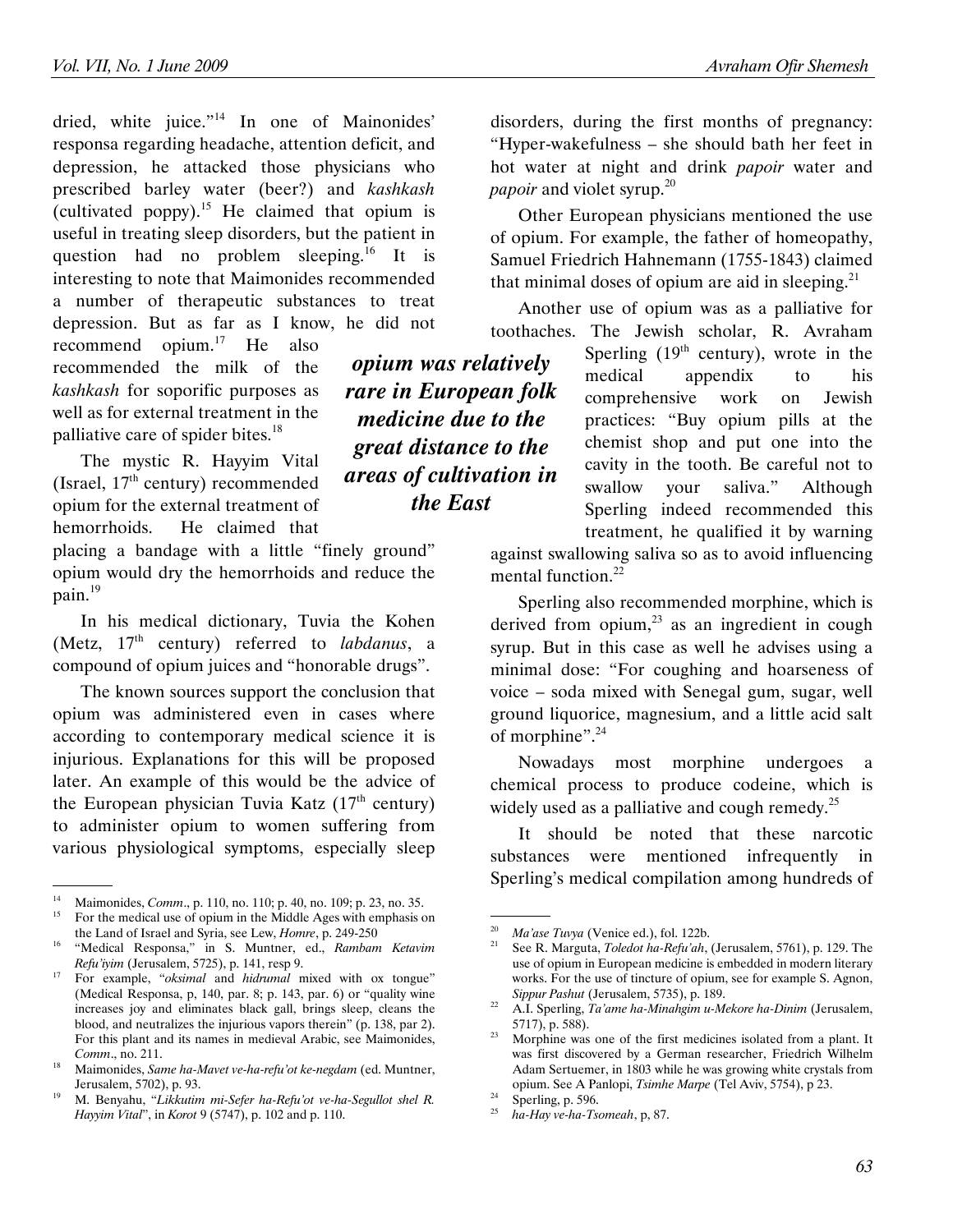dried, white juice."[14] In one of Mainonides' responsa regarding headache, attention deficit, and depression, he attacked those physicians who prescribed barley water (beer?) and *kashkash* (cultivated poppy).[15] He claimed that opium is useful in treating sleep disorders, but the patient in question had no problem sleeping.[16] It is interesting to note that Maimonides recommended a number of therapeutic substances to treat depression. But as far as I know, he did not recommend opium.[17] He also recommended the milk of the *kashkash* for soporific purposes as well as for external treatment in the palliative care of spider bites.[18]

> ***opium was relatively rare in European folk medicine due to the great distance to the areas of cultivation in the East***

The mystic R. Hayyim Vital (Israel, 17th century) recommended opium for the external treatment of hemorrhoids. He claimed that placing a bandage with a little "finely ground" opium would dry the hemorrhoids and reduce the pain.[19]

In his medical dictionary, Tuvia the Kohen (Metz, 17th century) referred to *labdanus*, a compound of opium juices and "honorable drugs".

The known sources support the conclusion that opium was administered even in cases where according to contemporary medical science it is injurious. Explanations for this will be proposed later. An example of this would be the advice of the European physician Tuvia Katz (17th century) to administer opium to women suffering from various physiological symptoms, especially sleep disorders, during the first months of pregnancy: "Hyper-wakefulness – she should bath her feet in hot water at night and drink *papoir* water and *papoir* and violet syrup.[20]

Other European physicians mentioned the use of opium. For example, the father of homeopathy, Samuel Friedrich Hahnemann (1755-1843) claimed that minimal doses of opium are aid in sleeping.[21]

Another use of opium was as a palliative for toothaches. The Jewish scholar, R. Avraham Sperling (19th century), wrote in the medical appendix to his comprehensive work on Jewish practices: "Buy opium pills at the chemist shop and put one into the cavity in the tooth. Be careful not to swallow your saliva." Although Sperling indeed recommended this treatment, he qualified it by warning against swallowing saliva so as to avoid influencing mental function.[22]

Sperling also recommended morphine, which is derived from opium,[23] as an ingredient in cough syrup. But in this case as well he advises using a minimal dose: "For coughing and hoarseness of voice – soda mixed with Senegal gum, sugar, well ground liquorice, magnesium, and a little acid salt of morphine".[24]

Nowadays most morphine undergoes a chemical process to produce codeine, which is widely used as a palliative and cough remedy.[25]

It should be noted that these narcotic substances were mentioned infrequently in Sperling's medical compilation among hundreds of

---

[14] Maimonides, *Comm*., p. 110, no. 110; p. 40, no. 109; p. 23, no. 35.

[15] For the medical use of opium in the Middle Ages with emphasis on the Land of Israel and Syria, see Lew, *Homre*, p. 249-250

[16] "Medical Responsa," in S. Muntner, ed., *Rambam Ketavim Refu'iyim* (Jerusalem, 5725), p. 141, resp 9.

[17] For example, "*oksimal* and *hidrumal* mixed with ox tongue" (Medical Responsa, p, 140, par. 8; p. 143, par. 6) or "quality wine increases joy and eliminates black gall, brings sleep, cleans the blood, and neutralizes the injurious vapors therein" (p. 138, par 2). For this plant and its names in medieval Arabic, see Maimonides, *Comm*., no. 211.

[18] Maimonides, *Same ha-Mavet ve-ha-refu'ot ke-negdam* (ed. Muntner, Jerusalem, 5702), p. 93.

[19] M. Benyahu, "*Likkutim mi-Sefer ha-Refu'ot ve-ha-Segullot shel R. Hayyim Vital*", in *Korot* 9 (5747), p. 102 and p. 110.

[20] *Ma'ase Tuvya* (Venice ed.), fol. 122b.

[21] See R. Marguta, *Toledot ha-Refu'ah*, (Jerusalem, 5761), p. 129. The use of opium in European medicine is embedded in modern literary works. For the use of tincture of opium, see for example S. Agnon, *Sippur Pashut* (Jerusalem, 5735), p. 189.

[22] A.I. Sperling, *Ta'ame ha-Minahgim u-Mekore ha-Dinim* (Jerusalem, 5717), p. 588).

[23] Morphine was one of the first medicines isolated from a plant. It was first discovered by a German researcher, Friedrich Wilhelm Adam Sertuemer, in 1803 while he was growing white crystals from opium. See A Panlopi, *Tsimhe Marpe* (Tel Aviv, 5754), p 23.

[24] Sperling, p. 596.

[25] *ha-Hay ve-ha-Tsomeah*, p, 87.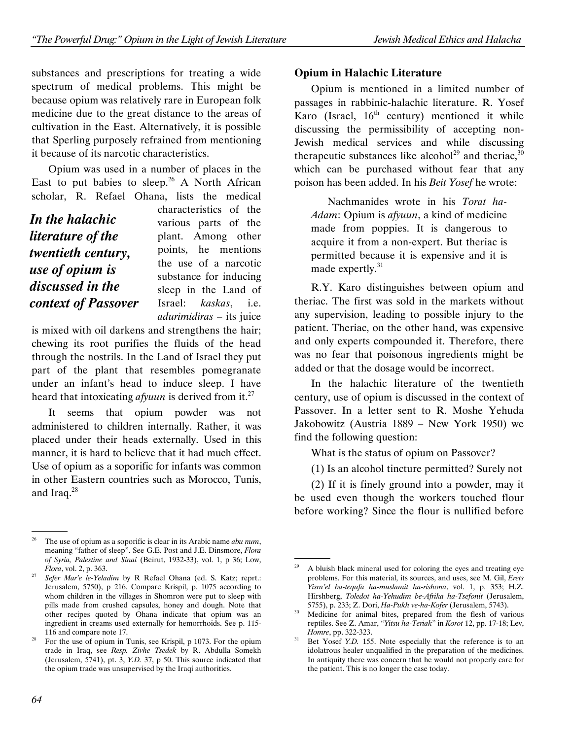substances and prescriptions for treating a wide spectrum of medical problems. This might be because opium was relatively rare in European folk medicine due to the great distance to the areas of cultivation in the East. Alternatively, it is possible that Sperling purposely refrained from mentioning it because of its narcotic characteristics.

Opium was used in a number of places in the East to put babies to sleep.[26] A North African scholar, R. Refael Ohana, lists the medical characteristics of the various parts of the plant. Among other points, he mentions the use of a narcotic substance for inducing sleep in the Land of Israel: *kaskas*, i.e. *adurimidiras* – its juice is mixed with oil darkens and strengthens the hair; chewing its root purifies the fluids of the head through the nostrils. In the Land of Israel they put part of the plant that resembles pomegranate under an infant's head to induce sleep. I have heard that intoxicating *afyuun* is derived from it.[27]

***In the halachic literature of the twentieth century, use of opium is discussed in the context of Passover***

It seems that opium powder was not administered to children internally. Rather, it was placed under their heads externally. Used in this manner, it is hard to believe that it had much effect. Use of opium as a soporific for infants was common in other Eastern countries such as Morocco, Tunis, and Iraq.[28]

### Opium in Halachic Literature

Opium is mentioned in a limited number of passages in rabbinic-halachic literature. R. Yosef Karo (Israel, 16th century) mentioned it while discussing the permissibility of accepting non-Jewish medical services and while discussing therapeutic substances like alcohol[29] and theriac,[30] which can be purchased without fear that any poison has been added. In his *Beit Yosef* he wrote:

> Nachmanides wrote in his *Torat ha-Adam*: Opium is *afyuun*, a kind of medicine made from poppies. It is dangerous to acquire it from a non-expert. But theriac is permitted because it is expensive and it is made expertly.[31]

R.Y. Karo distinguishes between opium and theriac. The first was sold in the markets without any supervision, leading to possible injury to the patient. Theriac, on the other hand, was expensive and only experts compounded it. Therefore, there was no fear that poisonous ingredients might be added or that the dosage would be incorrect.

In the halachic literature of the twentieth century, use of opium is discussed in the context of Passover. In a letter sent to R. Moshe Yehuda Jakobowitz (Austria 1889 – New York 1950) we find the following question:

What is the status of opium on Passover?

(1) Is an alcohol tincture permitted? Surely not

(2) If it is finely ground into a powder, may it be used even though the workers touched flour before working? Since the flour is nullified before

---

[26] The use of opium as a soporific is clear in its Arabic name *abu num*, meaning "father of sleep". See G.E. Post and J.E. Dinsmore, *Flora of Syria, Palestine and Sinai* (Beirut, 1932-33), vol. 1, p 36; Low, *Flora*, vol. 2, p. 363.

[27] *Sefer Mar'e le-Yeladim* by R Refael Ohana (ed. S. Katz; reprt.: Jerusalem, 5750), p 216. Compare Krispil, p. 1075 according to whom children in the villages in Shomron were put to sleep with pills made from crushed capsules, honey and dough. Note that other recipes quoted by Ohana indicate that opium was an ingredient in creams used externally for hemorrhoids. See p. 115-116 and compare note 17.

[28] For the use of opium in Tunis, see Krispil, p 1073. For the opium trade in Iraq, see *Resp. Zivhe Tsedek* by R. Abdulla Somekh (Jerusalem, 5741), pt. 3, *Y.D.* 37, p 50. This source indicated that the opium trade was unsupervised by the Iraqi authorities.

[29] A bluish black mineral used for coloring the eyes and treating eye problems. For this material, its sources, and uses, see M. Gil, *Erets Yisra'el ba-tequfa ha-muslamit ha-rishona*, vol. 1, p. 353; H.Z. Hirshberg, *Toledot ha-Yehudim be-Afrika ha-Tsefonit* (Jerusalem, 5755), p. 233; Z. Dori, *Ha-Pukh ve-ha-Kofer* (Jerusalem, 5743).

[30] Medicine for animal bites, prepared from the flesh of various reptiles. See Z. Amar, "*Yitsu ha-Teriak*" in *Korot* 12, pp. 17-18; Lev, *Homre*, pp. 322-323.

[31] Bet Yosef *Y.D.* 155. Note especially that the reference is to an idolatrous healer unqualified in the preparation of the medicines. In antiquity there was concern that he would not properly care for the patient. This is no longer the case today.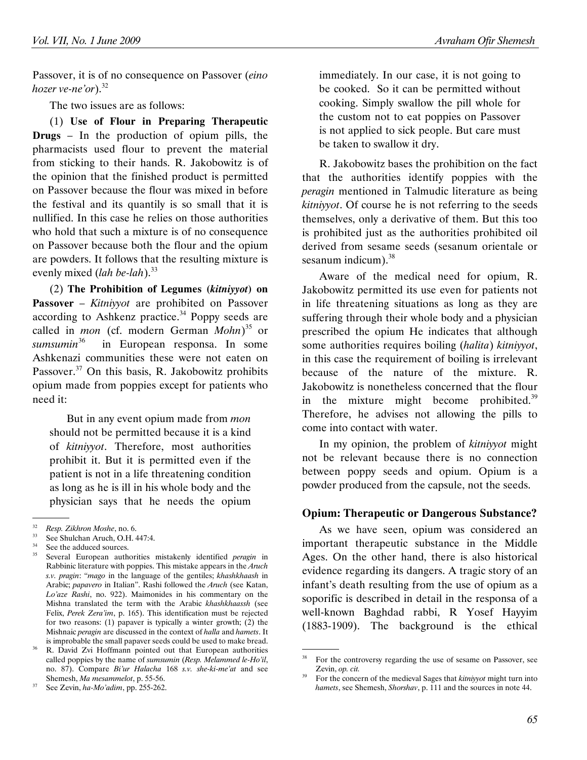Passover, it is of no consequence on Passover (*eino hozer ve-ne'or*).[32]

The two issues are as follows:

(1) **Use of Flour in Preparing Therapeutic Drugs** – In the production of opium pills, the pharmacists used flour to prevent the material from sticking to their hands. R. Jakobowitz is of the opinion that the finished product is permitted on Passover because the flour was mixed in before the festival and its quantily is so small that it is nullified. In this case he relies on those authorities who hold that such a mixture is of no consequence on Passover because both the flour and the opium are powders. It follows that the resulting mixture is evenly mixed (*lah be-lah*).[33]

(2) **The Prohibition of Legumes (*kitniyyot*) on Passover** – *Kitniyyot* are prohibited on Passover according to Ashkenz practice.[34] Poppy seeds are called in *mon* (cf. modern German *Mohn*)[35] or *sumsumin*[36] in European responsa. In some Ashkenazi communities these were not eaten on Passover.[37] On this basis, R. Jakobowitz prohibits opium made from poppies except for patients who need it:

> But in any event opium made from *mon* should not be permitted because it is a kind of *kitniyyot*. Therefore, most authorities prohibit it. But it is permitted even if the patient is not in a life threatening condition as long as he is ill in his whole body and the physician says that he needs the opium immediately. In our case, it is not going to be cooked. So it can be permitted without cooking. Simply swallow the pill whole for the custom not to eat poppies on Passover is not applied to sick people. But care must be taken to swallow it dry.

R. Jakobowitz bases the prohibition on the fact that the authorities identify poppies with the *peragin* mentioned in Talmudic literature as being *kitniyyot*. Of course he is not referring to the seeds themselves, only a derivative of them. But this too is prohibited just as the authorities prohibited oil derived from sesame seeds (sesanum orientale or sesanum indicum).[38]

Aware of the medical need for opium, R. Jakobowitz permitted its use even for patients not in life threatening situations as long as they are suffering through their whole body and a physician prescribed the opium He indicates that although some authorities requires boiling (*halita*) *kitniyyot*, in this case the requirement of boiling is irrelevant because of the nature of the mixture. R. Jakobowitz is nonetheless concerned that the flour in the mixture might become prohibited.[39] Therefore, he advises not allowing the pills to come into contact with water.

In my opinion, the problem of *kitniyyot* might not be relevant because there is no connection between poppy seeds and opium. Opium is a powder produced from the capsule, not the seeds.

## Opium: Therapeutic or Dangerous Substance?

As we have seen, opium was considered an important therapeutic substance in the Middle Ages. On the other hand, there is also historical evidence regarding its dangers. A tragic story of an infant's death resulting from the use of opium as a soporific is described in detail in the responsa of a well-known Baghdad rabbi, R Yosef Hayyim (1883-1909). The background is the ethical

---

32. *Resp. Zikhron Moshe*, no. 6.
33. See Shulchan Aruch, O.H. 447:4.
34. See the adduced sources.
35. Several European authorities mistakenly identified *peragin* in Rabbinic literature with poppies. This mistake appears in the *Aruch s.v. pragin*: "*mago* in the language of the gentiles; *khashkhaash* in Arabic; *papavero* in Italian". Rashi followed the *Aruch* (see Katan, *Lo'aze Rashi*, no. 922). Maimonides in his commentary on the Mishna translated the term with the Arabic *khashkhaassh* (see Felix, *Perek Zera'im*, p. 165). This identification must be rejected for two reasons: (1) papaver is typically a winter growth; (2) the Mishnaic *peragin* are discussed in the context of *halla* and *hamets*. It is improbable the small papaver seeds could be used to make bread.
36. R. David Zvi Hoffmann pointed out that European authorities called poppies by the name of *sumsumin* (*Resp. Melammed le-Ho'il*, no. 87). Compare *Bi'ur Halacha* 168 *s.v. she-ki-me'at* and see Shemesh, *Ma mesammelot*, p. 55-56.
37. See Zevin, *ha-Mo'adim*, pp. 255-262.
38. For the controversy regarding the use of sesame on Passover, see Zevin, *op. cit.*
39. For the concern of the medieval Sages that *kitniyyot* might turn into *hamets*, see Shemesh, *Shorshav*, p. 111 and the sources in note 44.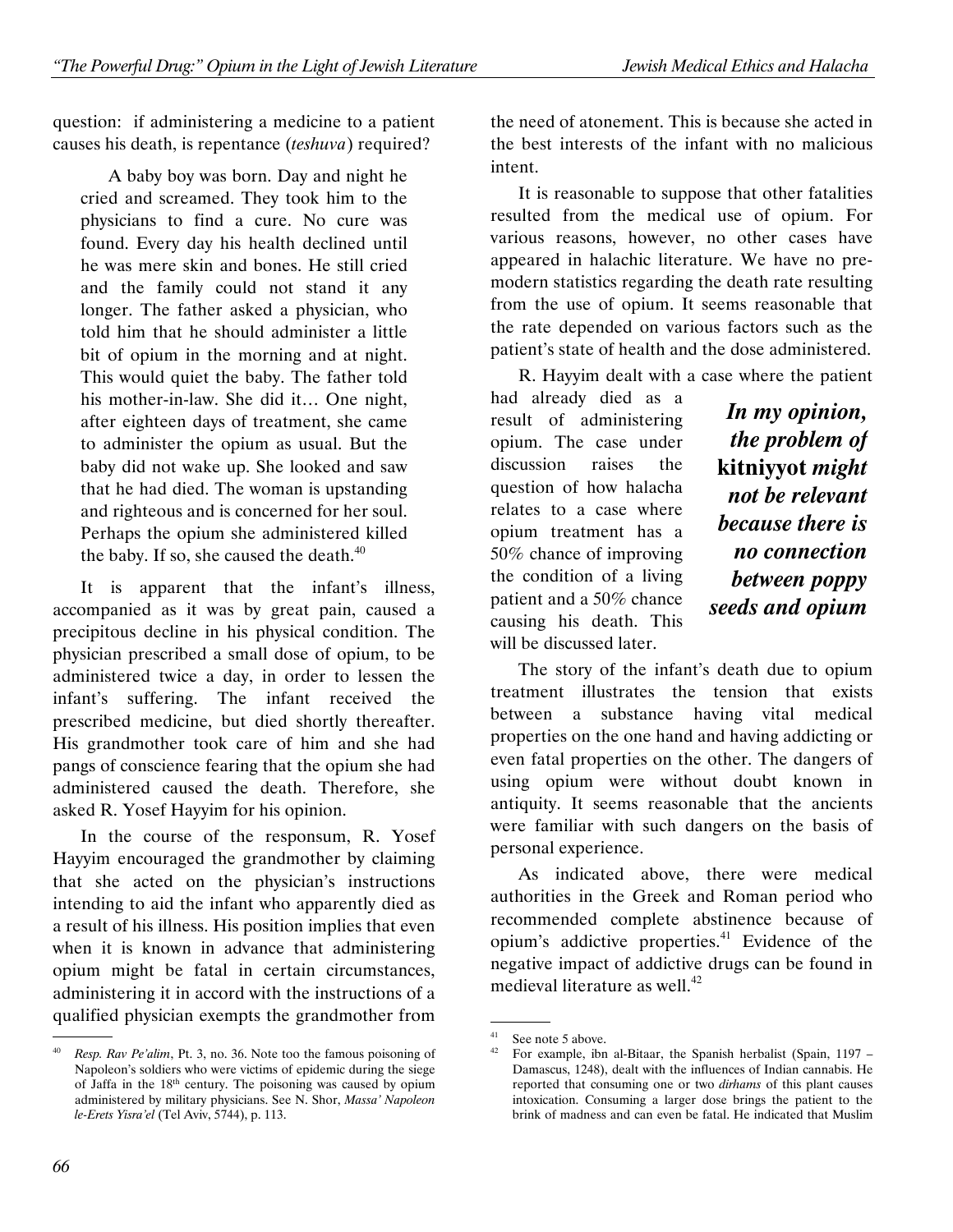question: if administering a medicine to a patient causes his death, is repentance (*teshuva*) required?

> A baby boy was born. Day and night he cried and screamed. They took him to the physicians to find a cure. No cure was found. Every day his health declined until he was mere skin and bones. He still cried and the family could not stand it any longer. The father asked a physician, who told him that he should administer a little bit of opium in the morning and at night. This would quiet the baby. The father told his mother-in-law. She did it… One night, after eighteen days of treatment, she came to administer the opium as usual. But the baby did not wake up. She looked and saw that he had died. The woman is upstanding and righteous and is concerned for her soul. Perhaps the opium she administered killed the baby. If so, she caused the death.[40]

It is apparent that the infant's illness, accompanied as it was by great pain, caused a precipitous decline in his physical condition. The physician prescribed a small dose of opium, to be administered twice a day, in order to lessen the infant's suffering. The infant received the prescribed medicine, but died shortly thereafter. His grandmother took care of him and she had pangs of conscience fearing that the opium she had administered caused the death. Therefore, she asked R. Yosef Hayyim for his opinion.

In the course of the responsum, R. Yosef Hayyim encouraged the grandmother by claiming that she acted on the physician's instructions intending to aid the infant who apparently died as a result of his illness. His position implies that even when it is known in advance that administering opium might be fatal in certain circumstances, administering it in accord with the instructions of a qualified physician exempts the grandmother from the need of atonement. This is because she acted in the best interests of the infant with no malicious intent.

It is reasonable to suppose that other fatalities resulted from the medical use of opium. For various reasons, however, no other cases have appeared in halachic literature. We have no pre-modern statistics regarding the death rate resulting from the use of opium. It seems reasonable that the rate depended on various factors such as the patient's state of health and the dose administered.

R. Hayyim dealt with a case where the patient had already died as a result of administering opium. The case under discussion raises the question of how halacha relates to a case where opium treatment has a 50% chance of improving the condition of a living patient and a 50% chance causing his death. This will be discussed later.

> ***In my opinion, the problem of* kitniyyot *might not be relevant because there is no connection between poppy seeds and opium***

The story of the infant's death due to opium treatment illustrates the tension that exists between a substance having vital medical properties on the one hand and having addicting or even fatal properties on the other. The dangers of using opium were without doubt known in antiquity. It seems reasonable that the ancients were familiar with such dangers on the basis of personal experience.

As indicated above, there were medical authorities in the Greek and Roman period who recommended complete abstinence because of opium's addictive properties.[41] Evidence of the negative impact of addictive drugs can be found in medieval literature as well.[42]

---

[40] *Resp. Rav Pe'alim*, Pt. 3, no. 36. Note too the famous poisoning of Napoleon's soldiers who were victims of epidemic during the siege of Jaffa in the 18th century. The poisoning was caused by opium administered by military physicians. See N. Shor, *Massa' Napoleon le-Erets Yisra'el* (Tel Aviv, 5744), p. 113.

[41] See note 5 above.

[42] For example, ibn al-Bitaar, the Spanish herbalist (Spain, 1197 – Damascus, 1248), dealt with the influences of Indian cannabis. He reported that consuming one or two *dirhams* of this plant causes intoxication. Consuming a larger dose brings the patient to the brink of madness and can even be fatal. He indicated that Muslim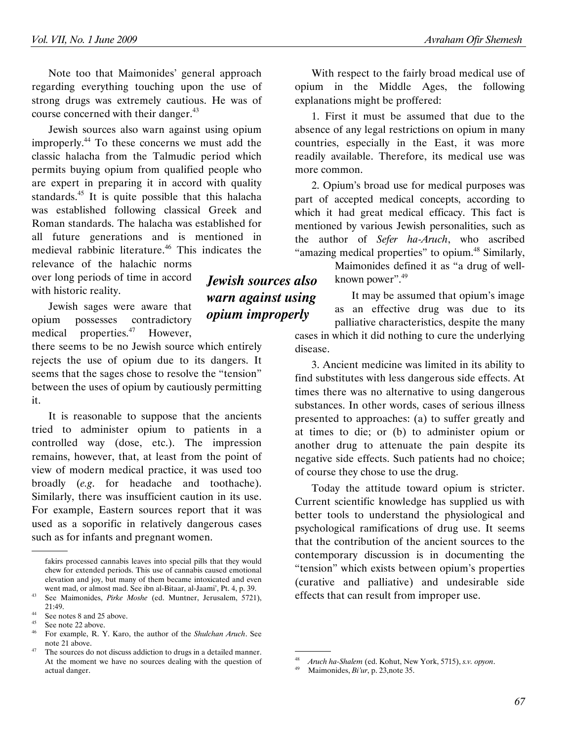Note too that Maimonides' general approach regarding everything touching upon the use of strong drugs was extremely cautious. He was of course concerned with their danger.[43]

Jewish sources also warn against using opium improperly.[44] To these concerns we must add the classic halacha from the Talmudic period which permits buying opium from qualified people who are expert in preparing it in accord with quality standards.[45] It is quite possible that this halacha was established following classical Greek and Roman standards. The halacha was established for all future generations and is mentioned in medieval rabbinic literature.[46] This indicates the relevance of the halachic norms over long periods of time in accord with historic reality.

Jewish sages were aware that opium possesses contradictory medical properties.[47] However, there seems to be no Jewish source which entirely rejects the use of opium due to its dangers. It seems that the sages chose to resolve the "tension" between the uses of opium by cautiously permitting it.

It is reasonable to suppose that the ancients tried to administer opium to patients in a controlled way (dose, etc.). The impression remains, however, that, at least from the point of view of modern medical practice, it was used too broadly (*e.g.* for headache and toothache). Similarly, there was insufficient caution in its use. For example, Eastern sources report that it was used as a soporific in relatively dangerous cases such as for infants and pregnant women.

With respect to the fairly broad medical use of opium in the Middle Ages, the following explanations might be proffered:

1. First it must be assumed that due to the absence of any legal restrictions on opium in many countries, especially in the East, it was more readily available. Therefore, its medical use was more common.

2. Opium's broad use for medical purposes was part of accepted medical concepts, according to which it had great medical efficacy. This fact is mentioned by various Jewish personalities, such as the author of *Sefer ha-Aruch*, who ascribed "amazing medical properties" to opium.[48] Similarly, Maimonides defined it as "a drug of well-known power".[49]

It may be assumed that opium's image as an effective drug was due to its palliative characteristics, despite the many cases in which it did nothing to cure the underlying disease.

3. Ancient medicine was limited in its ability to find substitutes with less dangerous side effects. At times there was no alternative to using dangerous substances. In other words, cases of serious illness presented to approaches: (a) to suffer greatly and at times to die; or (b) to administer opium or another drug to attenuate the pain despite its negative side effects. Such patients had no choice; of course they chose to use the drug.

Today the attitude toward opium is stricter. Current scientific knowledge has supplied us with better tools to understand the physiological and psychological ramifications of drug use. It seems that the contribution of the ancient sources to the contemporary discussion is in documenting the "tension" which exists between opium's properties (curative and palliative) and undesirable side effects that can result from improper use.

---

fakirs processed cannabis leaves into special pills that they would chew for extended periods. This use of cannabis caused emotional elevation and joy, but many of them became intoxicated and even went mad, or almost mad. See ibn al-Bitaar, al-Jaami', Pt. 4, p. 39.

[43] See Maimonides, *Pirke Moshe* (ed. Muntner, Jerusalem, 5721), 21:49.

[44] See notes 8 and 25 above.

[45] See note 22 above.

[46] For example, R. Y. Karo, the author of the *Shulchan Aruch*. See note 21 above.

[47] The sources do not discuss addiction to drugs in a detailed manner. At the moment we have no sources dealing with the question of actual danger.

[48] *Aruch ha-Shalem* (ed. Kohut, New York, 5715), *s.v. opyon*.

[49] Maimonides, *Bi'ur*, p. 23,note 35.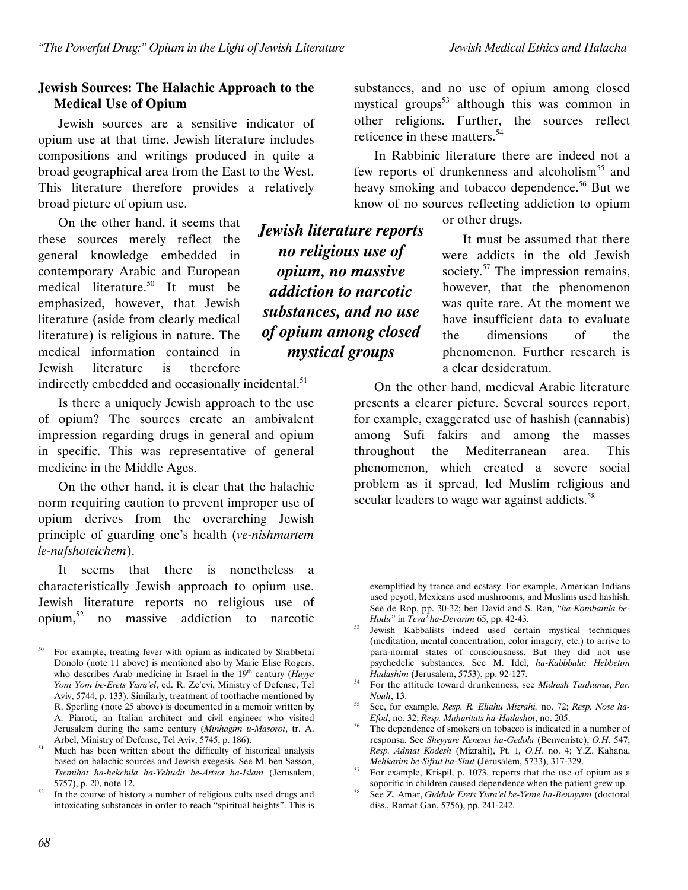### Jewish Sources: The Halachic Approach to the Medical Use of Opium

Jewish sources are a sensitive indicator of opium use at that time. Jewish literature includes compositions and writings produced in quite a broad geographical area from the East to the West. This literature therefore provides a relatively broad picture of opium use.

On the other hand, it seems that these sources merely reflect the general knowledge embedded in contemporary Arabic and European medical literature.[50] It must be emphasized, however, that Jewish literature (aside from clearly medical literature) is religious in nature. The medical information contained in Jewish literature is therefore indirectly embedded and occasionally incidental.[51]

Is there a uniquely Jewish approach to the use of opium? The sources create an ambivalent impression regarding drugs in general and opium in specific. This was representative of general medicine in the Middle Ages.

On the other hand, it is clear that the halachic norm requiring caution to prevent improper use of opium derives from the overarching Jewish principle of guarding one's health (*ve-nishmartem le-nafshoteichem*).

It seems that there is nonetheless a characteristically Jewish approach to opium use. Jewish literature reports no religious use of opium,[52] no massive addiction to narcotic substances, and no use of opium among closed mystical groups[53] although this was common in other religions. Further, the sources reflect reticence in these matters.[54]

***Jewish literature reports no religious use of opium, no massive addiction to narcotic substances, and no use of opium among closed mystical groups***

In Rabbinic literature there are indeed not a few reports of drunkenness and alcoholism[55] and heavy smoking and tobacco dependence.[56] But we know of no sources reflecting addiction to opium or other drugs.

It must be assumed that there were addicts in the old Jewish society.[57] The impression remains, however, that the phenomenon was quite rare. At the moment we have insufficient data to evaluate the dimensions of the phenomenon. Further research is a clear desideratum.

On the other hand, medieval Arabic literature presents a clearer picture. Several sources report, for example, exaggerated use of hashish (cannabis) among Sufi fakirs and among the masses throughout the Mediterranean area. This phenomenon, which created a severe social problem as it spread, led Muslim religious and secular leaders to wage war against addicts.[58]

---

[50] For example, treating fever with opium as indicated by Shabbetai Donolo (note 11 above) is mentioned also by Marie Elise Rogers, who describes Arab medicine in Israel in the 19th century (*Hayye Yom Yom be-Erets Yisra'el*, ed. R. Ze'evi, Ministry of Defense, Tel Aviv, 5744, p. 133). Similarly, treatment of toothache mentioned by R. Sperling (note 25 above) is documented in a memoir written by A. Piaroti, an Italian architect and civil engineer who visited Jerusalem during the same century (*Minhagim u-Masorot*, tr. A. Arbel, Ministry of Defense, Tel Aviv, 5745, p. 186).

[51] Much has been written about the difficulty of historical analysis based on halachic sources and Jewish exegesis. See M. ben Sasson, *Tsemihat ha-hekehila ha-Yehudit be-Artsot ha-Islam* (Jerusalem, 5757), p. 20, note 12.

[52] In the course of history a number of religious cults used drugs and intoxicating substances in order to reach "spiritual heights". This is exemplified by trance and ecstasy. For example, American Indians used peyotl, Mexicans used mushrooms, and Muslims used hashish. See de Rop, pp. 30-32; ben David and S. Ran, "*ha-Kombamla be-Hodu*" in *Teva' ha-Devarim* 65, pp. 42-43.

[53] Jewish Kabbalists indeed used certain mystical techniques (meditation, mental concentration, color imagery, etc.) to arrive to para-normal states of consciousness. But they did not use psychedelic substances. See M. Idel, *ha-Kabbbala: Hebbetim Hadashim* (Jerusalem, 5753), pp. 92-127.

[54] For the attitude toward drunkenness, see *Midrash Tanhuma*, *Par. Noah*, 13.

[55] See, for example, *Resp. R. Eliahu Mizrahi,* no. 72; *Resp. Nose ha-Efod*, no. 32; *Resp. Maharitats ha-Hadashot*, no. 205.

[56] The dependence of smokers on tobacco is indicated in a number of responsa. See *Sheyyare Keneset ha-Gedola* (Benveniste), *O.H.* 547; *Resp. Admat Kodesh* (Mizrahi), Pt. 1*, O.H.* no. 4; Y.Z. Kahana, *Mehkarim be-Sifrut ha-Shut* (Jerusalem, 5733), 317-329.

[57] For example, Krispil, p. 1073, reports that the use of opium as a soporific in children caused dependence when the patient grew up.

[58] See Z. Amar, *Giddule Erets Yisra'el be-Yeme ha-Benayyim* (doctoral diss., Ramat Gan, 5756), pp. 241-242.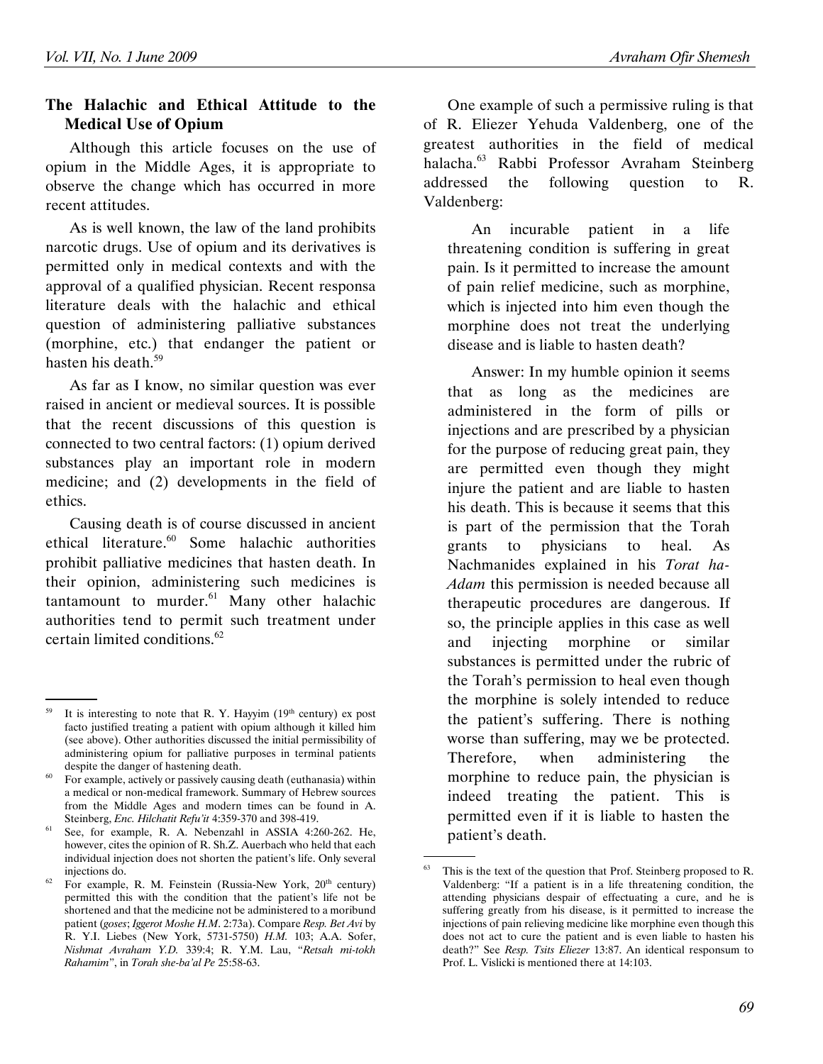## The Halachic and Ethical Attitude to the Medical Use of Opium

Although this article focuses on the use of opium in the Middle Ages, it is appropriate to observe the change which has occurred in more recent attitudes.

As is well known, the law of the land prohibits narcotic drugs. Use of opium and its derivatives is permitted only in medical contexts and with the approval of a qualified physician. Recent responsa literature deals with the halachic and ethical question of administering palliative substances (morphine, etc.) that endanger the patient or hasten his death.[59]

As far as I know, no similar question was ever raised in ancient or medieval sources. It is possible that the recent discussions of this question is connected to two central factors: (1) opium derived substances play an important role in modern medicine; and (2) developments in the field of ethics.

Causing death is of course discussed in ancient ethical literature.[60] Some halachic authorities prohibit palliative medicines that hasten death. In their opinion, administering such medicines is tantamount to murder.[61] Many other halachic authorities tend to permit such treatment under certain limited conditions.[62]

One example of such a permissive ruling is that of R. Eliezer Yehuda Valdenberg, one of the greatest authorities in the field of medical halacha.[63] Rabbi Professor Avraham Steinberg addressed the following question to R. Valdenberg:

> An incurable patient in a life threatening condition is suffering in great pain. Is it permitted to increase the amount of pain relief medicine, such as morphine, which is injected into him even though the morphine does not treat the underlying disease and is liable to hasten death?
>
> Answer: In my humble opinion it seems that as long as the medicines are administered in the form of pills or injections and are prescribed by a physician for the purpose of reducing great pain, they are permitted even though they might injure the patient and are liable to hasten his death. This is because it seems that this is part of the permission that the Torah grants to physicians to heal. As Nachmanides explained in his *Torat ha-Adam* this permission is needed because all therapeutic procedures are dangerous. If so, the principle applies in this case as well and injecting morphine or similar substances is permitted under the rubric of the Torah's permission to heal even though the morphine is solely intended to reduce the patient's suffering. There is nothing worse than suffering, may we be protected. Therefore, when administering the morphine to reduce pain, the physician is indeed treating the patient. This is permitted even if it is liable to hasten the patient's death.

---

[59] It is interesting to note that R. Y. Hayyim (19th century) ex post facto justified treating a patient with opium although it killed him (see above). Other authorities discussed the initial permissibility of administering opium for palliative purposes in terminal patients despite the danger of hastening death.

[60] For example, actively or passively causing death (euthanasia) within a medical or non-medical framework. Summary of Hebrew sources from the Middle Ages and modern times can be found in A. Steinberg, *Enc. Hilchatit Refu'it* 4:359-370 and 398-419.

[61] See, for example, R. A. Nebenzahl in ASSIA 4:260-262. He, however, cites the opinion of R. Sh.Z. Auerbach who held that each individual injection does not shorten the patient's life. Only several injections do.

[62] For example, R. M. Feinstein (Russia-New York, 20th century) permitted this with the condition that the patient's life not be shortened and that the medicine not be administered to a moribund patient (*goses*; *Iggerot Moshe H.M.* 2:73a). Compare *Resp. Bet Avi* by R. Y.I. Liebes (New York, 5731-5750) *H.M.* 103; A.A. Sofer, *Nishmat Avraham Y.D.* 339:4; R. Y.M. Lau, "*Retsah mi-tokh Rahamim*", in *Torah she-ba'al Pe* 25:58-63.

[63] This is the text of the question that Prof. Steinberg proposed to R. Valdenberg: "If a patient is in a life threatening condition, the attending physicians despair of effectuating a cure, and he is suffering greatly from his disease, is it permitted to increase the injections of pain relieving medicine like morphine even though this does not act to cure the patient and is even liable to hasten his death?" See *Resp. Tsits Eliezer* 13:87. An identical responsum to Prof. L. Vislicki is mentioned there at 14:103.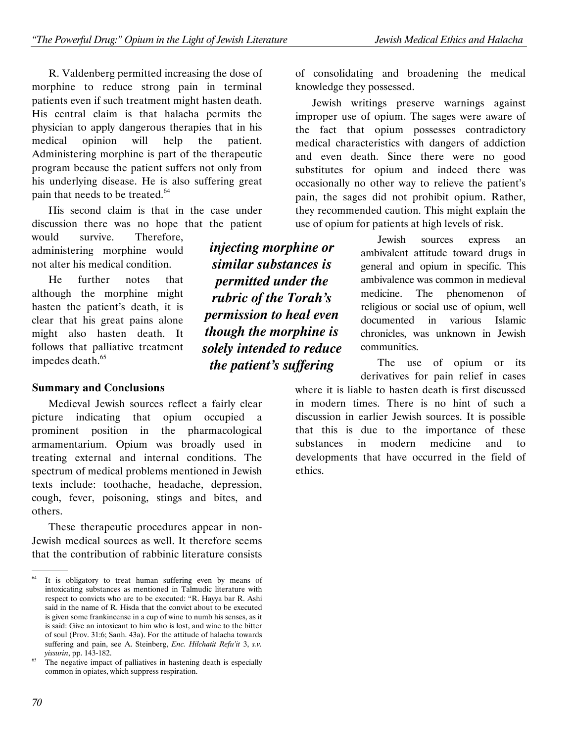R. Valdenberg permitted increasing the dose of morphine to reduce strong pain in terminal patients even if such treatment might hasten death. His central claim is that halacha permits the physician to apply dangerous therapies that in his medical opinion will help the patient. Administering morphine is part of the therapeutic program because the patient suffers not only from his underlying disease. He is also suffering great pain that needs to be treated.[64]

His second claim is that in the case under discussion there was no hope that the patient would survive. Therefore, administering morphine would not alter his medical condition.

He further notes that although the morphine might hasten the patient's death, it is clear that his great pains alone might also hasten death. It follows that palliative treatment impedes death.[65]

***injecting morphine or similar substances is permitted under the rubric of the Torah's permission to heal even though the morphine is solely intended to reduce the patient's suffering***

## Summary and Conclusions

Medieval Jewish sources reflect a fairly clear picture indicating that opium occupied a prominent position in the pharmacological armamentarium. Opium was broadly used in treating external and internal conditions. The spectrum of medical problems mentioned in Jewish texts include: toothache, headache, depression, cough, fever, poisoning, stings and bites, and others.

These therapeutic procedures appear in non-Jewish medical sources as well. It therefore seems that the contribution of rabbinic literature consists of consolidating and broadening the medical knowledge they possessed.

Jewish writings preserve warnings against improper use of opium. The sages were aware of the fact that opium possesses contradictory medical characteristics with dangers of addiction and even death. Since there were no good substitutes for opium and indeed there was occasionally no other way to relieve the patient's pain, the sages did not prohibit opium. Rather, they recommended caution. This might explain the use of opium for patients at high levels of risk.

Jewish sources express an ambivalent attitude toward drugs in general and opium in specific. This ambivalence was common in medieval medicine. The phenomenon of religious or social use of opium, well documented in various Islamic chronicles, was unknown in Jewish communities.

The use of opium or its derivatives for pain relief in cases where it is liable to hasten death is first discussed in modern times. There is no hint of such a discussion in earlier Jewish sources. It is possible that this is due to the importance of these substances in modern medicine and to developments that have occurred in the field of ethics.

---

[64] It is obligatory to treat human suffering even by means of intoxicating substances as mentioned in Talmudic literature with respect to convicts who are to be executed: "R. Hayya bar R. Ashi said in the name of R. Hisda that the convict about to be executed is given some frankincense in a cup of wine to numb his senses, as it is said: Give an intoxicant to him who is lost, and wine to the bitter of soul (Prov. 31:6; Sanh. 43a). For the attitude of halacha towards suffering and pain, see A. Steinberg, *Enc. Hilchatit Refu'it* 3, *s.v. yissurin*, pp. 143-182.

[65] The negative impact of palliatives in hastening death is especially common in opiates, which suppress respiration.